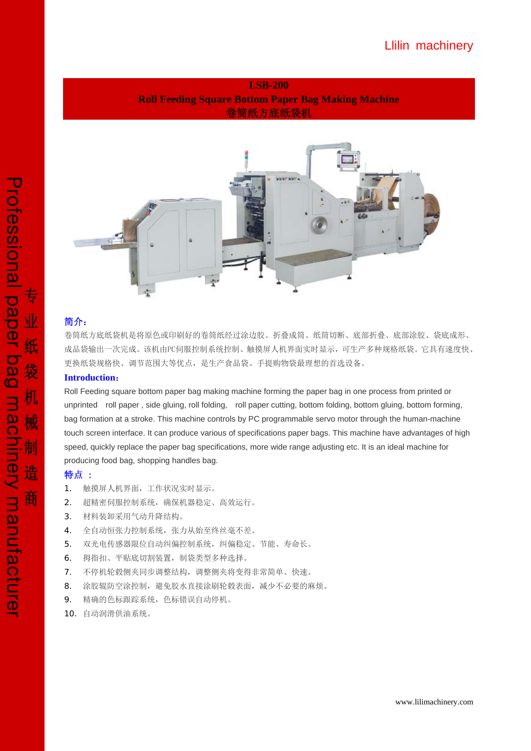Llilin machinery

# LSB-200
# Roll Feeding Square Bottom Paper Bag Making Machine
# 卷筒纸方底纸袋机

Professional paper bag machinery manufacturer 专业纸袋机械制造商

## 简介：

卷筒纸方底纸袋机是将原色或印刷好的卷筒纸经过涂边胶、折叠成筒、纸筒切断、底部折叠、底部涂胶、袋底成形、成品袋输出一次完成。该机由PC伺服控制系统控制、触摸屏人机界面实时显示，可生产多种规格纸袋。它具有速度快、更换纸袋规格快、调节范围大等优点，是生产食品袋、手提购物袋最理想的首选设备。

## Introduction:

Roll Feeding square bottom paper bag making machine forming the paper bag in one process from printed or unprinted roll paper , side gluing, roll folding, roll paper cutting, bottom folding, bottom gluing, bottom forming, bag formation at a stroke. This machine controls by PC programmable servo motor through the human-machine touch screen interface. It can produce various of specifications paper bags. This machine have advantages of high speed, quickly replace the paper bag specifications, more wide range adjusting etc. It is an ideal machine for producing food bag, shopping handles bag.

## 特点 ：

1. 触摸屏人机界面，工作状况实时显示。
2. 超精密伺服控制系统，确保机器稳定、高效运行。
3. 材料装卸采用气动升降结构。
4. 全自动恒张力控制系统，张力从始至终丝毫不差。
5. 双光电传感器限位自动纠偏控制系统，纠偏稳定、节能、寿命长。
6. 拇指扣、平贴底切割装置，制袋类型多种选择。
7. 不停机轮毂侧夹同步调整结构，调整侧夹将变得非常简单、快速。
8. 涂胶辊防空涂控制，避免胶水直接涂刷轮毂表面，减少不必要的麻烦。
9. 精确的色标跟踪系统，色标错误自动停机。
10. 自动润滑供油系统。

www.lilimachinery.com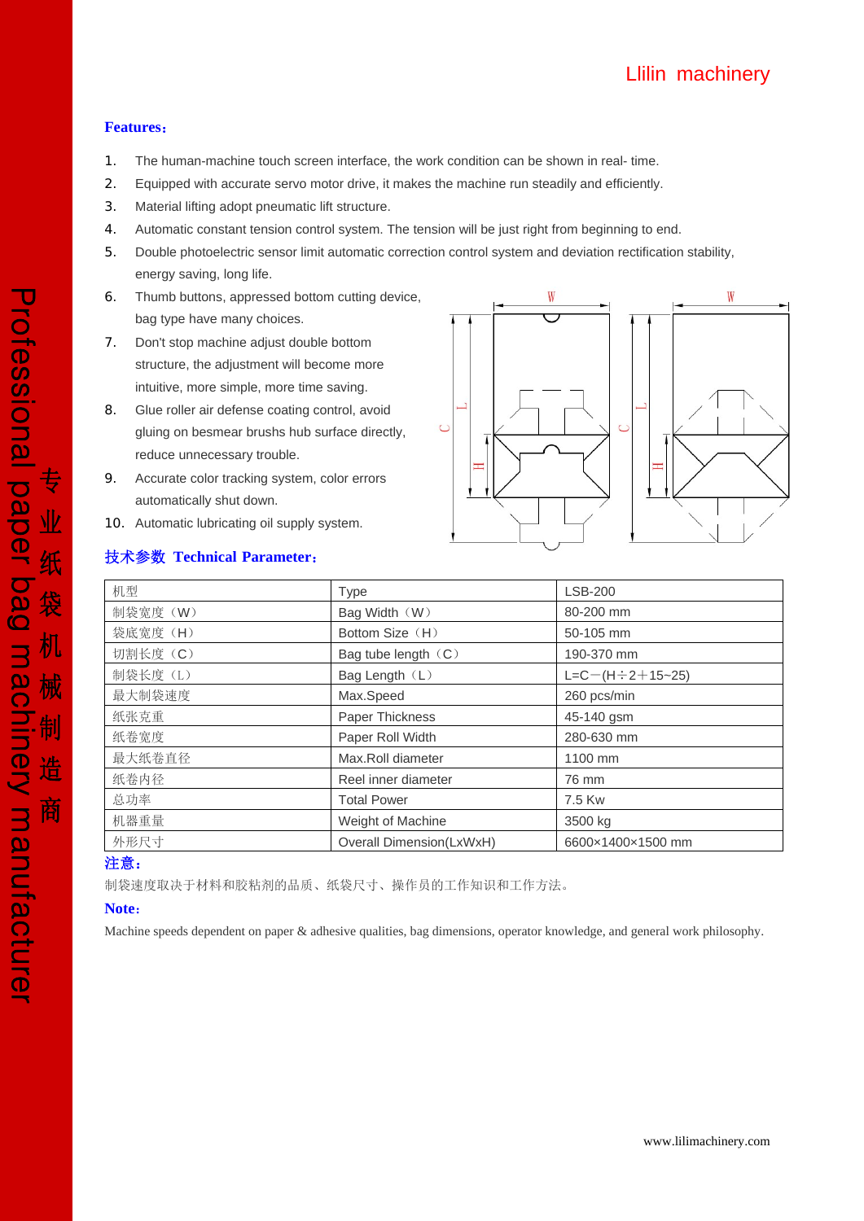Llilin machinery

**Features：**

1. The human-machine touch screen interface, the work condition can be shown in real- time.
2. Equipped with accurate servo motor drive, it makes the machine run steadily and efficiently.
3. Material lifting adopt pneumatic lift structure.
4. Automatic constant tension control system. The tension will be just right from beginning to end.
5. Double photoelectric sensor limit automatic correction control system and deviation rectification stability, energy saving, long life.
6. Thumb buttons, appressed bottom cutting device, bag type have many choices.
7. Don't stop machine adjust double bottom structure, the adjustment will become more intuitive, more simple, more time saving.
8. Glue roller air defense coating control, avoid gluing on besmear brushs hub surface directly, reduce unnecessary trouble.
9. Accurate color tracking system, color errors automatically shut down.
10. Automatic lubricating oil supply system.

W
L
C
H
W
L
C
H

**技术参数 Technical Parameter：**

| | | |
|---|---|---|
| 机型 | Type | LSB-200 |
| 制袋宽度（W） | Bag Width（W） | 80-200 mm |
| 袋底宽度（H） | Bottom Size（H） | 50-105 mm |
| 切割长度（C） | Bag tube length（C） | 190-370 mm |
| 制袋长度（L） | Bag Length（L） | L=C－(H÷2＋15~25) |
| 最大制袋速度 | Max.Speed | 260 pcs/min |
| 纸张克重 | Paper Thickness | 45-140 gsm |
| 纸卷宽度 | Paper Roll Width | 280-630 mm |
| 最大纸卷直径 | Max.Roll diameter | 1100 mm |
| 纸卷内径 | Reel inner diameter | 76 mm |
| 总功率 | Total Power | 7.5 Kw |
| 机器重量 | Weight of Machine | 3500 kg |
| 外形尺寸 | Overall Dimension(LxWxH) | 6600×1400×1500 mm |

**注意：**

制袋速度取决于材料和胶粘剂的品质、纸袋尺寸、操作员的工作知识和工作方法。

**Note：**

Machine speeds dependent on paper & adhesive qualities, bag dimensions, operator knowledge, and general work philosophy.

Professional paper bag machinery manufacturer 专业纸袋机械制造商

www.lilimachinery.com